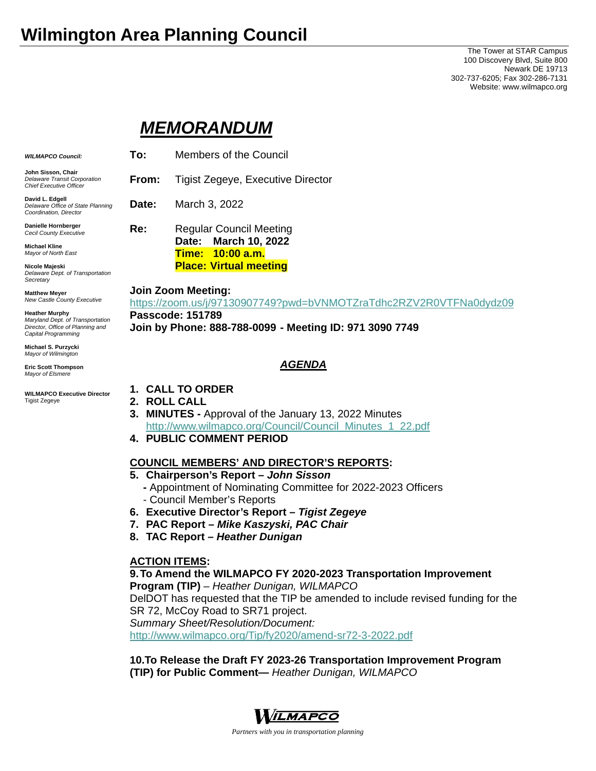# Wilmington Area Planning Council

The Tower at STAR Campus
100 Discovery Blvd, Suite 800
Newark DE 19713
302-737-6205; Fax 302-286-7131
Website: www.wilmapco.org

***WILMAPCO Council:***

**John Sisson, Chair**
*Delaware Transit Corporation Chief Executive Officer*

**David L. Edgell**
*Delaware Office of State Planning Coordination, Director*

**Danielle Hornberger**
*Cecil County Executive*

**Michael Kline**
*Mayor of North East*

**Nicole Majeski**
*Delaware Dept. of Transportation Secretary*

**Matthew Meyer**
*New Castle County Executive*

**Heather Murphy**
*Maryland Dept. of Transportation Director, Office of Planning and Capital Programming*

**Michael S. Purzycki**
*Mayor of Wilmington*

**Eric Scott Thompson**
*Mayor of Elsmere*

**WILMAPCO Executive Director**
Tigist Zegeye

## ***MEMORANDUM***

**To:** Members of the Council

**From:** Tigist Zegeye, Executive Director

**Date:** March 3, 2022

**Re:** Regular Council Meeting
**Date: March 10, 2022**
**Time: 10:00 a.m.**
**Place: Virtual meeting**

**Join Zoom Meeting:**
https://zoom.us/j/97130907749?pwd=bVNMOTZraTdhc2RZV2R0VTFNa0dydz09
**Passcode: 151789**
**Join by Phone: 888-788-0099 - Meeting ID: 971 3090 7749**

## ***AGENDA***

1. **CALL TO ORDER**
2. **ROLL CALL**
3. **MINUTES -** Approval of the January 13, 2022 Minutes
   http://www.wilmapco.org/Council/Council_Minutes_1_22.pdf
4. **PUBLIC COMMENT PERIOD**

**COUNCIL MEMBERS' AND DIRECTOR'S REPORTS:**

5. **Chairperson's Report – *John Sisson***
   - Appointment of Nominating Committee for 2022-2023 Officers
   - Council Member's Reports
6. **Executive Director's Report – *Tigist Zegeye***
7. **PAC Report – *Mike Kaszyski, PAC Chair***
8. **TAC Report – *Heather Dunigan***

**ACTION ITEMS:**

**9. To Amend the WILMAPCO FY 2020-2023 Transportation Improvement Program (TIP)** – *Heather Dunigan, WILMAPCO*
DelDOT has requested that the TIP be amended to include revised funding for the SR 72, McCoy Road to SR71 project.
*Summary Sheet/Resolution/Document:*
http://www.wilmapco.org/Tip/fy2020/amend-sr72-3-2022.pdf

**10. To Release the Draft FY 2023-26 Transportation Improvement Program (TIP) for Public Comment—** *Heather Dunigan, WILMAPCO*

**WILMAPCO**
*Partners with you in transportation planning*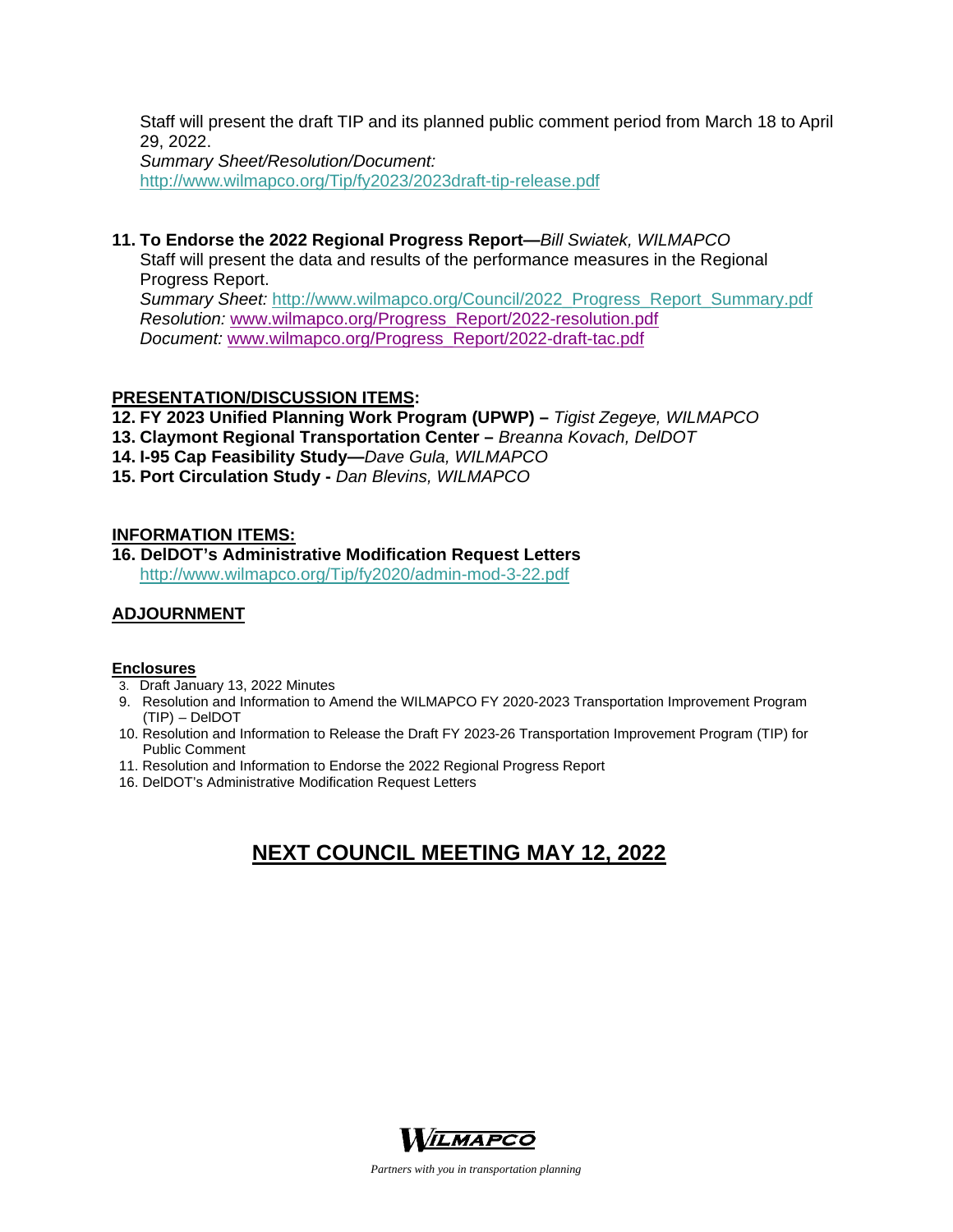Staff will present the draft TIP and its planned public comment period from March 18 to April 29, 2022.
*Summary Sheet/Resolution/Document:* http://www.wilmapco.org/Tip/fy2023/2023draft-tip-release.pdf

**11. To Endorse the 2022 Regional Progress Report—***Bill Swiatek, WILMAPCO*
Staff will present the data and results of the performance measures in the Regional Progress Report.
*Summary Sheet:* http://www.wilmapco.org/Council/2022_Progress_Report_Summary.pdf
*Resolution:* www.wilmapco.org/Progress_Report/2022-resolution.pdf
*Document:* www.wilmapco.org/Progress_Report/2022-draft-tac.pdf

**PRESENTATION/DISCUSSION ITEMS:**

**12. FY 2023 Unified Planning Work Program (UPWP) –** *Tigist Zegeye, WILMAPCO*
**13. Claymont Regional Transportation Center –** *Breanna Kovach, DelDOT*
**14. I-95 Cap Feasibility Study—***Dave Gula, WILMAPCO*
**15. Port Circulation Study -** *Dan Blevins, WILMAPCO*

**INFORMATION ITEMS:**

**16. DelDOT's Administrative Modification Request Letters**
http://www.wilmapco.org/Tip/fy2020/admin-mod-3-22.pdf

**ADJOURNMENT**

**Enclosures**

3. Draft January 13, 2022 Minutes
9. Resolution and Information to Amend the WILMAPCO FY 2020-2023 Transportation Improvement Program (TIP) – DelDOT
10. Resolution and Information to Release the Draft FY 2023-26 Transportation Improvement Program (TIP) for Public Comment
11. Resolution and Information to Endorse the 2022 Regional Progress Report
16. DelDOT's Administrative Modification Request Letters

## NEXT COUNCIL MEETING MAY 12, 2022

WILMAPCO

*Partners with you in transportation planning*